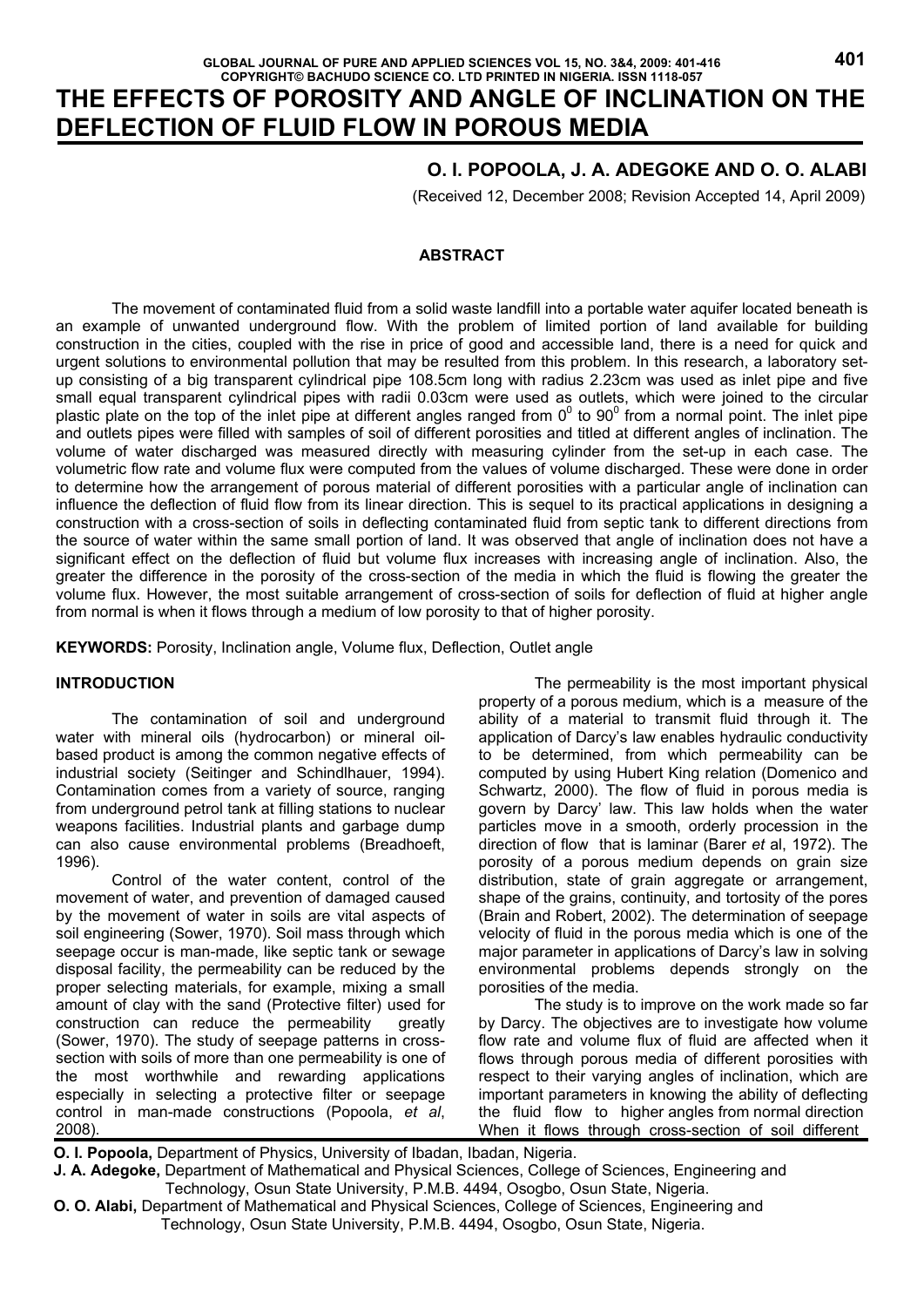# THE EFFECTS OF POROSITY AND ANGLE OF INCLINATION ON THE DEFLECTION OF FLUID FLOW IN POROUS MEDIA

**O. I. POPOOLA, J. A. ADEGOKE AND O. O. ALABI**

(Received 12, December 2008; Revision Accepted 14, April 2009)

## ABSTRACT

The movement of contaminated fluid from a solid waste landfill into a portable water aquifer located beneath is an example of unwanted underground flow. With the problem of limited portion of land available for building construction in the cities, coupled with the rise in price of good and accessible land, there is a need for quick and urgent solutions to environmental pollution that may be resulted from this problem. In this research, a laboratory set-up consisting of a big transparent cylindrical pipe 108.5cm long with radius 2.23cm was used as inlet pipe and five small equal transparent cylindrical pipes with radii 0.03cm were used as outlets, which were joined to the circular plastic plate on the top of the inlet pipe at different angles ranged from $0^0$ to $90^0$ from a normal point. The inlet pipe and outlets pipes were filled with samples of soil of different porosities and titled at different angles of inclination. The volume of water discharged was measured directly with measuring cylinder from the set-up in each case. The volumetric flow rate and volume flux were computed from the values of volume discharged. These were done in order to determine how the arrangement of porous material of different porosities with a particular angle of inclination can influence the deflection of fluid flow from its linear direction. This is sequel to its practical applications in designing a construction with a cross-section of soils in deflecting contaminated fluid from septic tank to different directions from the source of water within the same small portion of land. It was observed that angle of inclination does not have a significant effect on the deflection of fluid but volume flux increases with increasing angle of inclination. Also, the greater the difference in the porosity of the cross-section of the media in which the fluid is flowing the greater the volume flux. However, the most suitable arrangement of cross-section of soils for deflection of fluid at higher angle from normal is when it flows through a medium of low porosity to that of higher porosity.

**KEYWORDS:** Porosity, Inclination angle, Volume flux, Deflection, Outlet angle

## INTRODUCTION

The contamination of soil and underground water with mineral oils (hydrocarbon) or mineral oil-based product is among the common negative effects of industrial society (Seitinger and Schindlhauer, 1994). Contamination comes from a variety of source, ranging from underground petrol tank at filling stations to nuclear weapons facilities. Industrial plants and garbage dump can also cause environmental problems (Breadhoeft, 1996).

Control of the water content, control of the movement of water, and prevention of damaged caused by the movement of water in soils are vital aspects of soil engineering (Sower, 1970). Soil mass through which seepage occur is man-made, like septic tank or sewage disposal facility, the permeability can be reduced by the proper selecting materials, for example, mixing a small amount of clay with the sand (Protective filter) used for construction can reduce the permeability greatly (Sower, 1970). The study of seepage patterns in cross-section with soils of more than one permeability is one of the most worthwhile and rewarding applications especially in selecting a protective filter or seepage control in man-made constructions (Popoola, *et al*, 2008).

The permeability is the most important physical property of a porous medium, which is a measure of the ability of a material to transmit fluid through it. The application of Darcy's law enables hydraulic conductivity to be determined, from which permeability can be computed by using Hubert King relation (Domenico and Schwartz, 2000). The flow of fluid in porous media is govern by Darcy' law. This law holds when the water particles move in a smooth, orderly procession in the direction of flow that is laminar (Barer *et* al, 1972). The porosity of a porous medium depends on grain size distribution, state of grain aggregate or arrangement, shape of the grains, continuity, and tortosity of the pores (Brain and Robert, 2002). The determination of seepage velocity of fluid in the porous media which is one of the major parameter in applications of Darcy's law in solving environmental problems depends strongly on the porosities of the media.

The study is to improve on the work made so far by Darcy. The objectives are to investigate how volume flow rate and volume flux of fluid are affected when it flows through porous media of different porosities with respect to their varying angles of inclination, which are important parameters in knowing the ability of deflecting the fluid flow to higher angles from normal direction When it flows through cross-section of soil different

**O. I. Popoola,** Department of Physics, University of Ibadan, Ibadan, Nigeria.
**J. A. Adegoke,** Department of Mathematical and Physical Sciences, College of Sciences, Engineering and Technology, Osun State University, P.M.B. 4494, Osogbo, Osun State, Nigeria.
**O. O. Alabi,** Department of Mathematical and Physical Sciences, College of Sciences, Engineering and Technology, Osun State University, P.M.B. 4494, Osogbo, Osun State, Nigeria.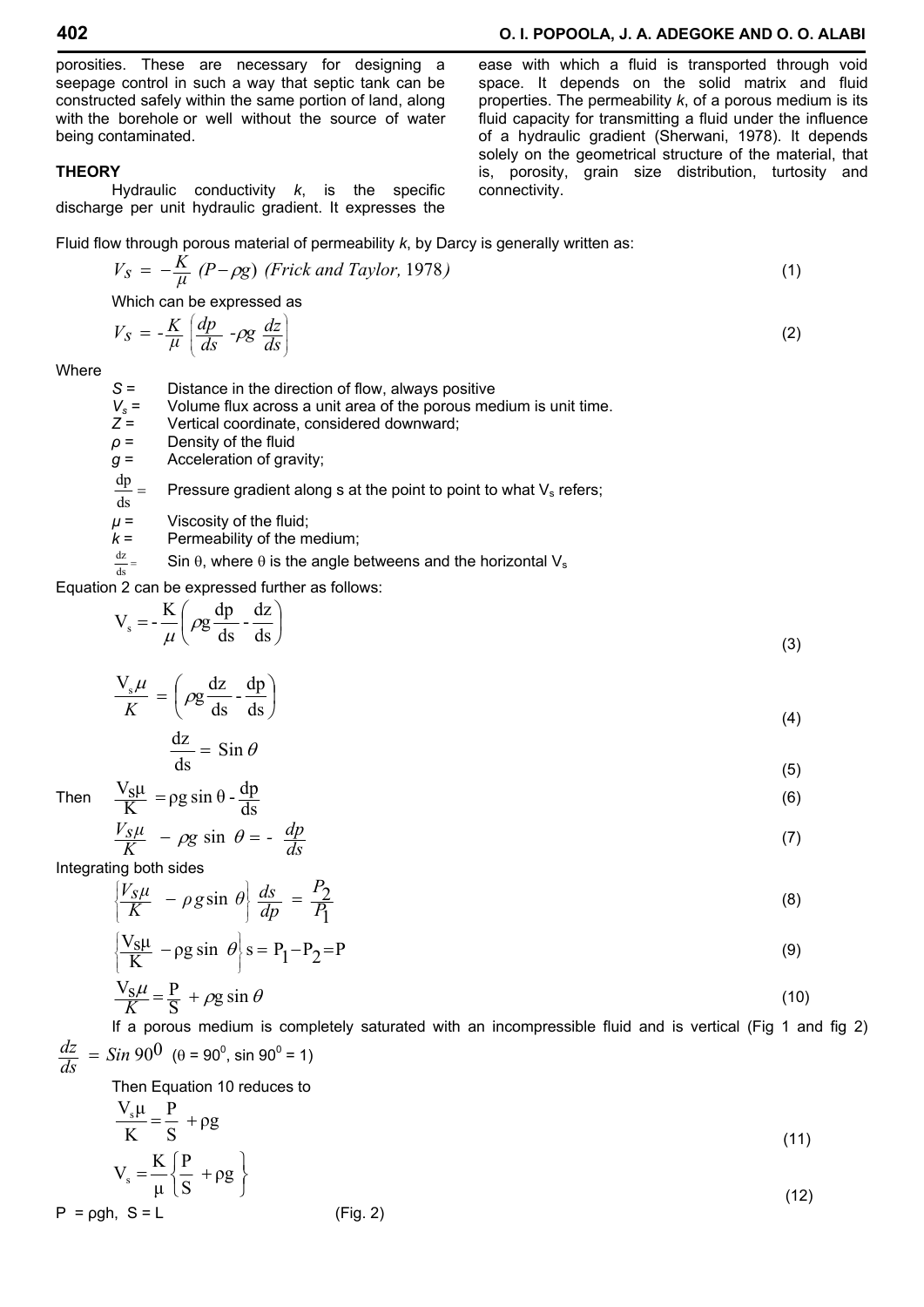porosities. These are necessary for designing a seepage control in such a way that septic tank can be constructed safely within the same portion of land, along with the borehole or well without the source of water being contaminated.

## THEORY

Hydraulic conductivity *k*, is the specific discharge per unit hydraulic gradient. It expresses the ease with which a fluid is transported through void space. It depends on the solid matrix and fluid properties. The permeability *k*, of a porous medium is its fluid capacity for transmitting a fluid under the influence of a hydraulic gradient (Sherwani, 1978). It depends solely on the geometrical structure of the material, that is, porosity, grain size distribution, turtosity and connectivity.

Fluid flow through porous material of permeability *k*, by Darcy is generally written as:

$$V_S = -\frac{K}{\mu}(P - \rho g) \text{ (Frick and Taylor, 1978)} \tag{1}$$

Which can be expressed as

$$V_S = -\frac{K}{\mu}\left(\frac{dp}{ds} - \rho g\frac{dz}{ds}\right) \tag{2}$$

Where

- $S$ = Distance in the direction of flow, always positive
- $V_s$ = Volume flux across a unit area of the porous medium is unit time.
- $Z$ = Vertical coordinate, considered downward;
- $\rho$ = Density of the fluid
- $g$ = Acceleration of gravity;
- $\frac{dp}{ds}$ = Pressure gradient along s at the point to point to what $V_s$ refers;
- $\mu$ = Viscosity of the fluid;
- $k$ = Permeability of the medium;
- $\frac{dz}{ds}$ = Sin θ, where θ is the angle betweens and the horizontal $V_s$

Equation 2 can be expressed further as follows:

$$V_s = -\frac{K}{\mu}\left(\rho g\frac{dp}{ds} - \frac{dz}{ds}\right) \tag{3}$$

$$\frac{V_s\mu}{K} = \left(\rho g\frac{dz}{ds} - \frac{dp}{ds}\right) \tag{4}$$

$$\frac{dz}{ds} = \sin\theta \tag{5}$$

Then

$$\frac{V_S\mu}{K} = \rho g\sin\theta - \frac{dp}{ds} \tag{6}$$

$$\frac{V_S\mu}{K} - \rho g\sin\theta = -\frac{dp}{ds} \tag{7}$$

Integrating both sides

$$\left\{\frac{V_S\mu}{K} - \rho g\sin\theta\right\}\frac{ds}{dp} = \frac{P_2}{P_1} \tag{8}$$

$$\left\{\frac{V_S\mu}{K} - \rho g\sin\theta\right\}s = P_1 - P_2 = P \tag{9}$$

$$\frac{V_S\mu}{K} = \frac{P}{S} + \rho g\sin\theta \tag{10}$$

If a porous medium is completely saturated with an incompressible fluid and is vertical (Fig 1 and fig 2) $\frac{dz}{ds} = Sin\ 90^0$ ($\theta = 90^0$, $\sin 90^0 = 1$)

Then Equation 10 reduces to

$$\frac{V_s\mu}{K} = \frac{P}{S} + \rho g \tag{11}$$

$$V_s = \frac{K}{\mu}\left\{\frac{P}{S} + \rho g\right\} \tag{12}$$

$P = \rho gh$, $S = L$ (Fig. 2)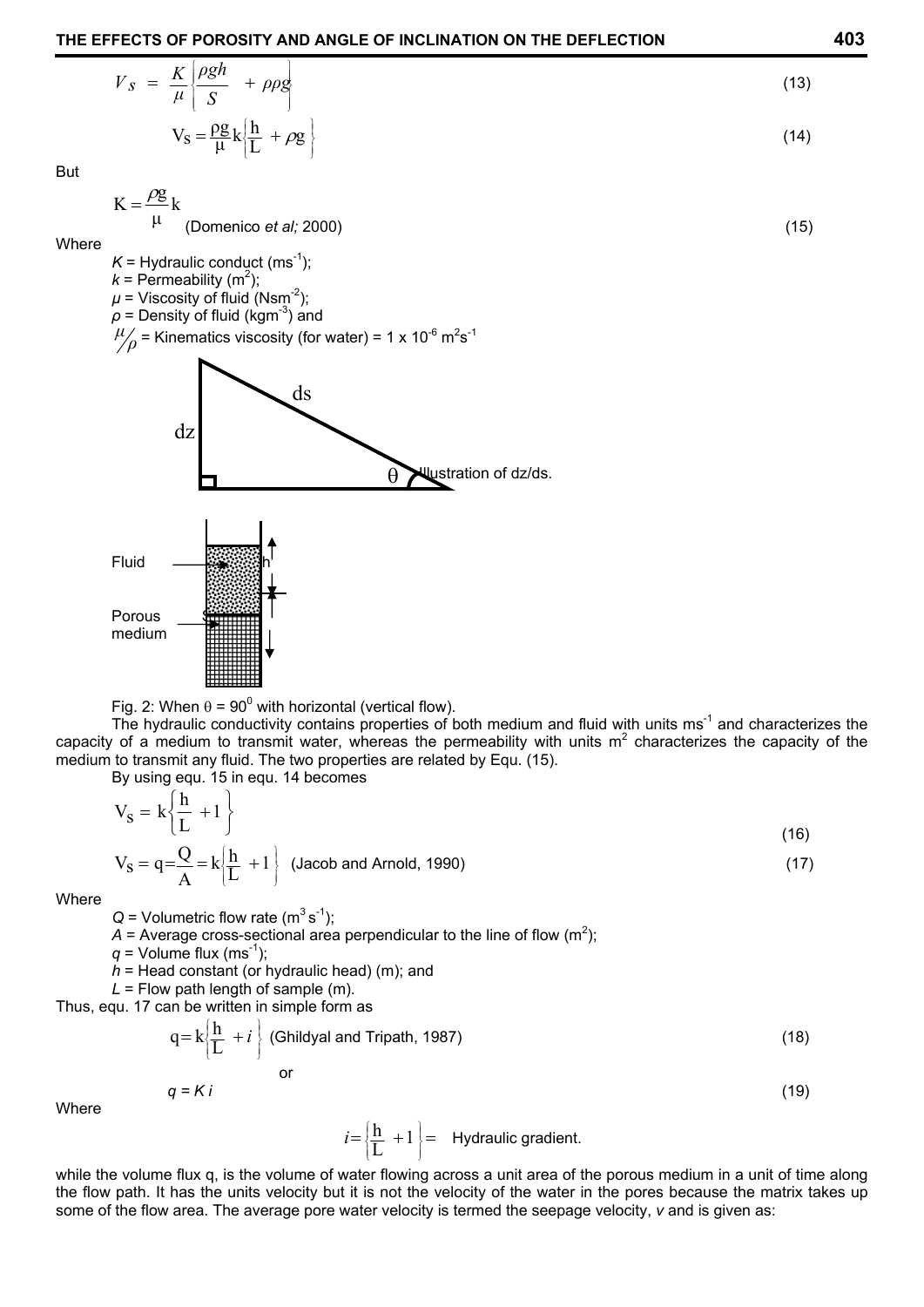$$V_S = \frac{K}{\mu}\left\{\frac{\rho g h}{S} + \rho \rho g\right\} \tag{13}$$

$$V_S = \frac{\rho g}{\mu} k\left\{\frac{h}{L} + \rho g\right\} \tag{14}$$

But

$$K = \frac{\rho g}{\mu} k \quad \text{(Domenico } et\ al;\ 2000) \tag{15}$$

Where

$K$ = Hydraulic conduct ($ms^{-1}$);
$k$ = Permeability ($m^2$);
$\mu$ = Viscosity of fluid ($Nsm^{-2}$);
$\rho$ = Density of fluid ($kgm^{-3}$) and
$\mu/\rho$ = Kinematics viscosity (for water) = $1 \times 10^{-6}\ m^2s^{-1}$

ds

dz

θ Illustration of dz/ds.

Fluid

h

Porous medium

S

Fig. 2: When $\theta = 90^0$ with horizontal (vertical flow).

The hydraulic conductivity contains properties of both medium and fluid with units $ms^{-1}$ and characterizes the capacity of a medium to transmit water, whereas the permeability with units $m^2$ characterizes the capacity of the medium to transmit any fluid. The two properties are related by Equ. (15).

By using equ. 15 in equ. 14 becomes

$$V_S = k\left\{\frac{h}{L} + 1\right\} \tag{16}$$

$$V_S = q = \frac{Q}{A} = k\left\{\frac{h}{L} + 1\right\} \quad \text{(Jacob and Arnold, 1990)} \tag{17}$$

Where

$Q$ = Volumetric flow rate ($m^3\,s^{-1}$);
$A$ = Average cross-sectional area perpendicular to the line of flow ($m^2$);
$q$ = Volume flux ($ms^{-1}$);
$h$ = Head constant (or hydraulic head) (m); and
$L$ = Flow path length of sample (m).

Thus, equ. 17 can be written in simple form as

$$q = k\left\{\frac{h}{L} + i\right\} \quad \text{(Ghildyal and Tripath, 1987)} \tag{18}$$

or

$$q = K\,i \tag{19}$$

Where

$$i = \left\{\frac{h}{L} + 1\right\} = \text{ Hydraulic gradient.}$$

while the volume flux q, is the volume of water flowing across a unit area of the porous medium in a unit of time along the flow path. It has the units velocity but it is not the velocity of the water in the pores because the matrix takes up some of the flow area. The average pore water velocity is termed the seepage velocity, *v* and is given as: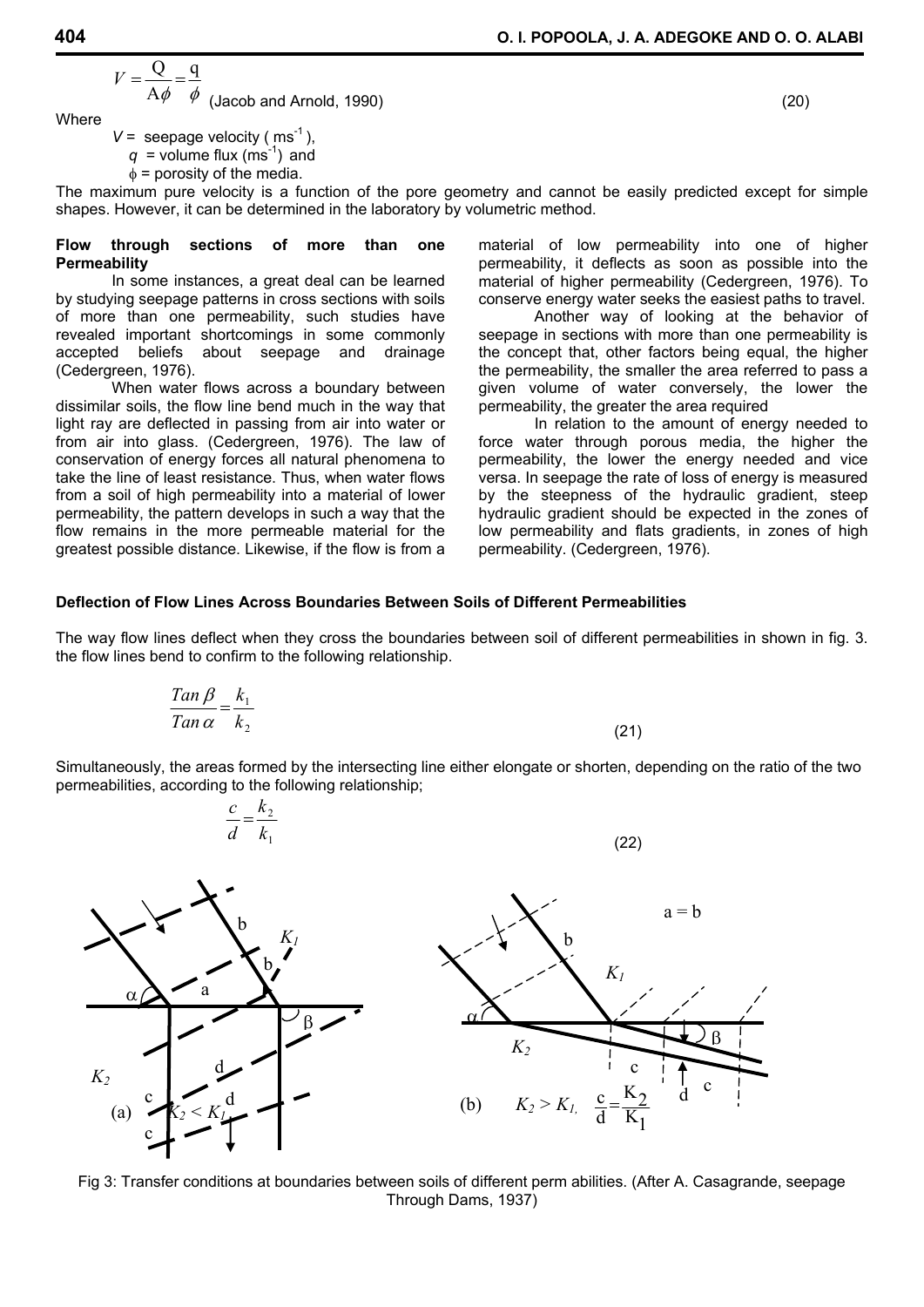$$V = \frac{Q}{A\phi} = \frac{q}{\phi} \quad \text{(Jacob and Arnold, 1990)} \tag{20}$$

Where

$V$ = seepage velocity ( $ms^{-1}$ ),
$q$ = volume flux ($ms^{-1}$) and
$\phi$ = porosity of the media.

The maximum pure velocity is a function of the pore geometry and cannot be easily predicted except for simple shapes. However, it can be determined in the laboratory by volumetric method.

**Flow through sections of more than one Permeability**

In some instances, a great deal can be learned by studying seepage patterns in cross sections with soils of more than one permeability, such studies have revealed important shortcomings in some commonly accepted beliefs about seepage and drainage (Cedergreen, 1976).

When water flows across a boundary between dissimilar soils, the flow line bend much in the way that light ray are deflected in passing from air into water or from air into glass. (Cedergreen, 1976). The law of conservation of energy forces all natural phenomena to take the line of least resistance. Thus, when water flows from a soil of high permeability into a material of lower permeability, the pattern develops in such a way that the flow remains in the more permeable material for the greatest possible distance. Likewise, if the flow is from a material of low permeability into one of higher permeability, it deflects as soon as possible into the material of higher permeability (Cedergreen, 1976). To conserve energy water seeks the easiest paths to travel.

Another way of looking at the behavior of seepage in sections with more than one permeability is the concept that, other factors being equal, the higher the permeability, the smaller the area referred to pass a given volume of water conversely, the lower the permeability, the greater the area required

In relation to the amount of energy needed to force water through porous media, the higher the permeability, the lower the energy needed and vice versa. In seepage the rate of loss of energy is measured by the steepness of the hydraulic gradient, steep hydraulic gradient should be expected in the zones of low permeability and flats gradients, in zones of high permeability. (Cedergreen, 1976).

**Deflection of Flow Lines Across Boundaries Between Soils of Different Permeabilities**

The way flow lines deflect when they cross the boundaries between soil of different permeabilities in shown in fig. 3. the flow lines bend to confirm to the following relationship.

$$\frac{Tan\,\beta}{Tan\,\alpha} = \frac{k_1}{k_2} \tag{21}$$

Simultaneously, the areas formed by the intersecting line either elongate or shorten, depending on the ratio of the two permeabilities, according to the following relationship;

$$\frac{c}{d} = \frac{k_2}{k_1} \tag{22}$$

(a) $K_2 < K_1$ (b) $K_2 > K_1$, $\frac{c}{d} = \frac{K_2}{K_1}$, $a = b$

Fig 3: Transfer conditions at boundaries between soils of different perm abilities. (After A. Casagrande, seepage Through Dams, 1937)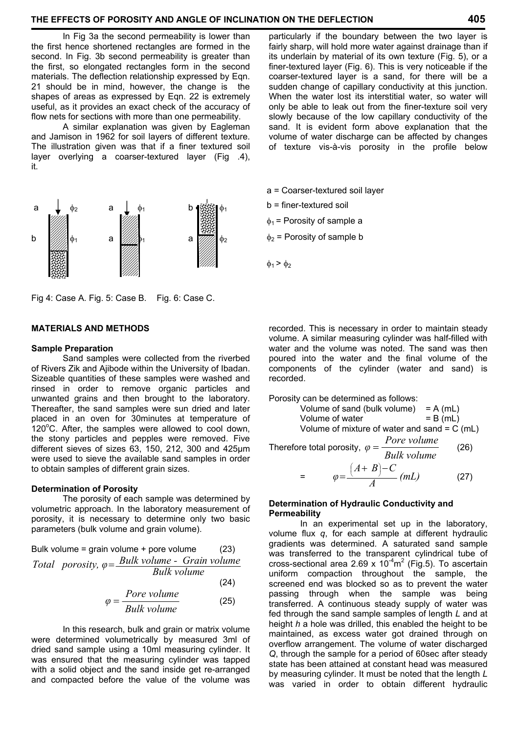In Fig 3a the second permeability is lower than the first hence shortened rectangles are formed in the second. In Fig. 3b second permeability is greater than the first, so elongated rectangles form in the second materials. The deflection relationship expressed by Eqn. 21 should be in mind, however, the change is the shapes of areas as expressed by Eqn. 22 is extremely useful, as it provides an exact check of the accuracy of flow nets for sections with more than one permeability.

A similar explanation was given by Eagleman and Jamison in 1962 for soil layers of different texture. The illustration given was that if a finer textured soil layer overlying a coarser-textured layer (Fig .4), it. particularly if the boundary between the two layer is fairly sharp, will hold more water against drainage than if its underlain by material of its own texture (Fig. 5), or a finer-textured layer (Fig. 6). This is very noticeable if the coarser-textured layer is a sand, for there will be a sudden change of capillary conductivity at this junction. When the water lost its interstitial water, so water will only be able to leak out from the finer-texture soil very slowly because of the low capillary conductivity of the sand. It is evident form above explanation that the volume of water discharge can be affected by changes of texture vis-à-vis porosity in the profile below

a = Coarser-textured soil layer

b = finer-textured soil

$\phi_1$ = Porosity of sample a

$\phi_2$ = Porosity of sample b

$\phi_1 > \phi_2$

Fig 4: Case A. Fig. 5: Case B. Fig. 6: Case C.

## MATERIALS AND METHODS

### Sample Preparation

Sand samples were collected from the riverbed of Rivers Zik and Ajibode within the University of Ibadan. Sizeable quantities of these samples were washed and rinsed in order to remove organic particles and unwanted grains and then brought to the laboratory. Thereafter, the sand samples were sun dried and later placed in an oven for 30minutes at temperature of 120°C. After, the samples were allowed to cool down, the stony particles and pepples were removed. Five different sieves of sizes 63, 150, 212, 300 and 425μm were used to sieve the available sand samples in order to obtain samples of different grain sizes.

### Determination of Porosity

The porosity of each sample was determined by volumetric approach. In the laboratory measurement of porosity, it is necessary to determine only two basic parameters (bulk volume and grain volume).

$$\text{Bulk volume} = \text{grain volume} + \text{pore volume} \qquad (23)$$

$$Total \;\; porosity, \varphi = \frac{Bulk\ volume\ -\ Grain\ volume}{Bulk\ volume} \qquad (24)$$

$$\varphi = \frac{Pore\ volume}{Bulk\ volume} \qquad (25)$$

In this research, bulk and grain or matrix volume were determined volumetrically by measured 3ml of dried sand sample using a 10ml measuring cylinder. It was ensured that the measuring cylinder was tapped with a solid object and the sand inside get re-arranged and compacted before the value of the volume was recorded. This is necessary in order to maintain steady volume. A similar measuring cylinder was half-filled with water and the volume was noted. The sand was then poured into the water and the final volume of the components of the cylinder (water and sand) is recorded.

Porosity can be determined as follows:

Volume of sand (bulk volume) = A (mL)
Volume of water = B (mL)
Volume of mixture of water and sand = C (mL)

$$\text{Therefore total porosity, } \varphi = \frac{Pore\ volume}{Bulk\ volume} \qquad (26)$$

$$= \quad \varphi = \frac{(A+B)-C}{A}\ (mL) \qquad (27)$$

### Determination of Hydraulic Conductivity and Permeability

In an experimental set up in the laboratory, volume flux $q$, for each sample at different hydraulic gradients was determined. A saturated sand sample was transferred to the transparent cylindrical tube of cross-sectional area $2.69 \times 10^{-4}\text{m}^2$ (Fig.5). To ascertain uniform compaction throughout the sample, the screened end was blocked so as to prevent the water passing through when the sample was being transferred. A continuous steady supply of water was fed through the sand sample samples of length $L$ and at height $h$ a hole was drilled, this enabled the height to be maintained, as excess water got drained through on overflow arrangement. The volume of water discharged $Q$, through the sample for a period of 60sec after steady state has been attained at constant head was measured by measuring cylinder. It must be noted that the length $L$ was varied in order to obtain different hydraulic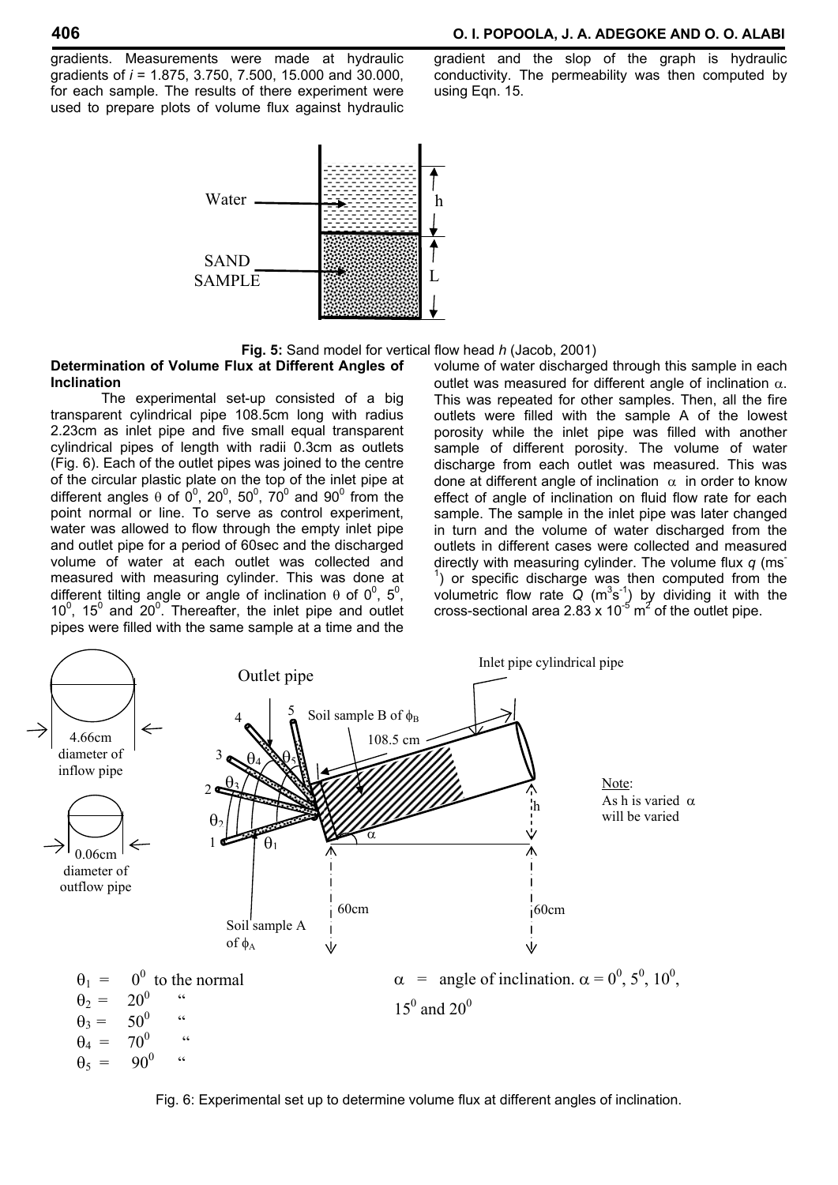gradients. Measurements were made at hydraulic gradients of $i$ = 1.875, 3.750, 7.500, 15.000 and 30.000, for each sample. The results of there experiment were used to prepare plots of volume flux against hydraulic gradient and the slop of the graph is hydraulic conductivity. The permeability was then computed by using Eqn. 15.

**Fig. 5:** Sand model for vertical flow head $h$ (Jacob, 2001)

**Determination of Volume Flux at Different Angles of Inclination**

The experimental set-up consisted of a big transparent cylindrical pipe 108.5cm long with radius 2.23cm as inlet pipe and five small equal transparent cylindrical pipes of length with radii 0.3cm as outlets (Fig. 6). Each of the outlet pipes was joined to the centre of the circular plastic plate on the top of the inlet pipe at different angles $\theta$ of $0^0$, $20^0$, $50^0$, $70^0$ and $90^0$ from the point normal or line. To serve as control experiment, water was allowed to flow through the empty inlet pipe and outlet pipe for a period of 60sec and the discharged volume of water at each outlet was collected and measured with measuring cylinder. This was done at different tilting angle or angle of inclination $\theta$ of $0^0$, $5^0$, $10^0$, $15^0$ and $20^0$. Thereafter, the inlet pipe and outlet pipes were filled with the same sample at a time and the volume of water discharged through this sample in each outlet was measured for different angle of inclination $\alpha$. This was repeated for other samples. Then, all the fire outlets were filled with the sample A of the lowest porosity while the inlet pipe was filled with another sample of different porosity. The volume of water discharge from each outlet was measured. This was done at different angle of inclination $\alpha$ in order to know effect of angle of inclination on fluid flow rate for each sample. The sample in the inlet pipe was later changed in turn and the volume of water discharged from the outlets in different cases were collected and measured directly with measuring cylinder. The volume flux $q$ ($ms^{-1}$) or specific discharge was then computed from the volumetric flow rate $Q$ ($m^3s^{-1}$) by dividing it with the cross-sectional area $2.83 \times 10^{-5}$ $m^2$ of the outlet pipe.

Fig. 6: Experimental set up to determine volume flux at different angles of inclination.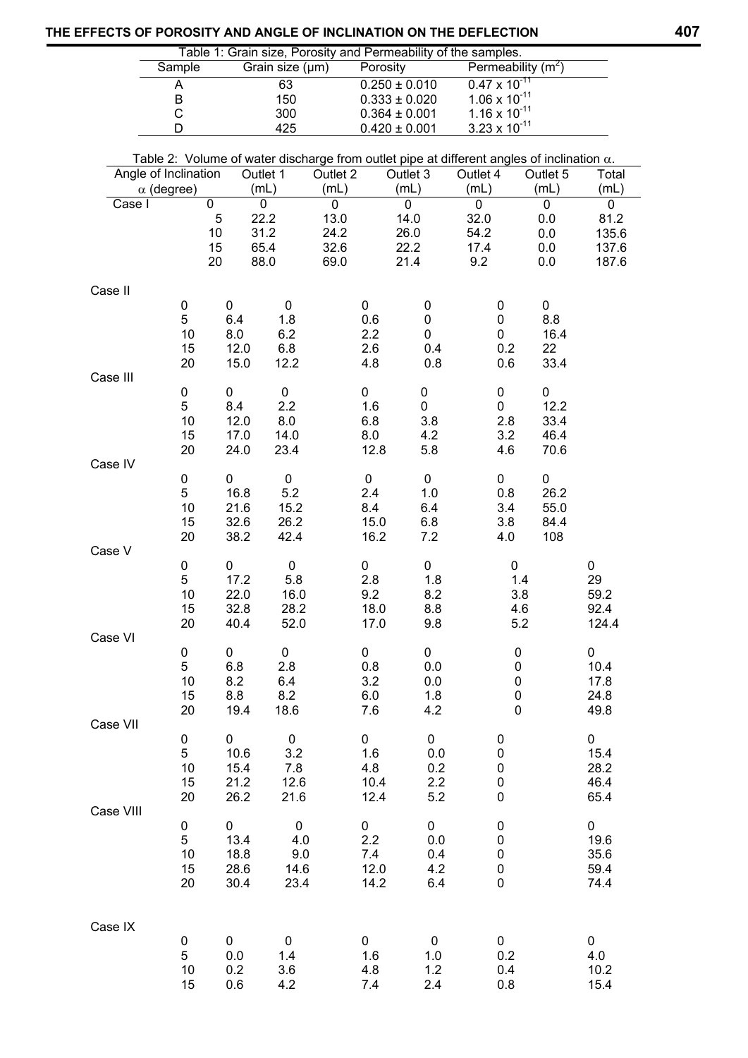Table 1: Grain size, Porosity and Permeability of the samples.

| Sample | Grain size (μm) | Porosity | Permeability ($m^2$) |
|---|---|---|---|
| A | 63 | $0.250 \pm 0.010$ | $0.47 \times 10^{-11}$ |
| B | 150 | $0.333 \pm 0.020$ | $1.06 \times 10^{-11}$ |
| C | 300 | $0.364 \pm 0.001$ | $1.16 \times 10^{-11}$ |
| D | 425 | $0.420 \pm 0.001$ | $3.23 \times 10^{-11}$ |

Table 2: Volume of water discharge from outlet pipe at different angles of inclination $\alpha$.

| | Angle of Inclination $\alpha$ (degree) | Outlet 1 (mL) | Outlet 2 (mL) | Outlet 3 (mL) | Outlet 4 (mL) | Outlet 5 (mL) | Total (mL) |
|---|---|---|---|---|---|---|---|
| Case I | 0 | 0 | 0 | 0 | 0 | 0 | 0 |
| | 5 | 22.2 | 13.0 | 14.0 | 32.0 | 0.0 | 81.2 |
| | 10 | 31.2 | 24.2 | 26.0 | 54.2 | 0.0 | 135.6 |
| | 15 | 65.4 | 32.6 | 22.2 | 17.4 | 0.0 | 137.6 |
| | 20 | 88.0 | 69.0 | 21.4 | 9.2 | 0.0 | 187.6 |
| Case II | 0 | 0 | 0 | 0 | 0 | 0 | 0 |
| | 5 | 6.4 | 1.8 | 0.6 | 0 | 0 | 8.8 |
| | 10 | 8.0 | 6.2 | 2.2 | 0 | 0 | 16.4 |
| | 15 | 12.0 | 6.8 | 2.6 | 0.4 | 0.2 | 22 |
| | 20 | 15.0 | 12.2 | 4.8 | 0.8 | 0.6 | 33.4 |
| Case III | 0 | 0 | 0 | 0 | 0 | 0 | 0 |
| | 5 | 8.4 | 2.2 | 1.6 | 0 | 0 | 12.2 |
| | 10 | 12.0 | 8.0 | 6.8 | 3.8 | 2.8 | 33.4 |
| | 15 | 17.0 | 14.0 | 8.0 | 4.2 | 3.2 | 46.4 |
| | 20 | 24.0 | 23.4 | 12.8 | 5.8 | 4.6 | 70.6 |
| Case IV | 0 | 0 | 0 | 0 | 0 | 0 | 0 |
| | 5 | 16.8 | 5.2 | 2.4 | 1.0 | 0.8 | 26.2 |
| | 10 | 21.6 | 15.2 | 8.4 | 6.4 | 3.4 | 55.0 |
| | 15 | 32.6 | 26.2 | 15.0 | 6.8 | 3.8 | 84.4 |
| | 20 | 38.2 | 42.4 | 16.2 | 7.2 | 4.0 | 108 |
| Case V | 0 | 0 | 0 | 0 | 0 | 0 | 0 |
| | 5 | 17.2 | 5.8 | 2.8 | 1.8 | 1.4 | 29 |
| | 10 | 22.0 | 16.0 | 9.2 | 8.2 | 3.8 | 59.2 |
| | 15 | 32.8 | 28.2 | 18.0 | 8.8 | 4.6 | 92.4 |
| | 20 | 40.4 | 52.0 | 17.0 | 9.8 | 5.2 | 124.4 |
| Case VI | 0 | 0 | 0 | 0 | 0 | 0 | 0 |
| | 5 | 6.8 | 2.8 | 0.8 | 0.0 | 0 | 10.4 |
| | 10 | 8.2 | 6.4 | 3.2 | 0.0 | 0 | 17.8 |
| | 15 | 8.8 | 8.2 | 6.0 | 1.8 | 0 | 24.8 |
| | 20 | 19.4 | 18.6 | 7.6 | 4.2 | 0 | 49.8 |
| Case VII | 0 | 0 | 0 | 0 | 0 | 0 | 0 |
| | 5 | 10.6 | 3.2 | 1.6 | 0.0 | 0 | 15.4 |
| | 10 | 15.4 | 7.8 | 4.8 | 0.2 | 0 | 28.2 |
| | 15 | 21.2 | 12.6 | 10.4 | 2.2 | 0 | 46.4 |
| | 20 | 26.2 | 21.6 | 12.4 | 5.2 | 0 | 65.4 |
| Case VIII | 0 | 0 | 0 | 0 | 0 | 0 | 0 |
| | 5 | 13.4 | 4.0 | 2.2 | 0.0 | 0 | 19.6 |
| | 10 | 18.8 | 9.0 | 7.4 | 0.4 | 0 | 35.6 |
| | 15 | 28.6 | 14.6 | 12.0 | 4.2 | 0 | 59.4 |
| | 20 | 30.4 | 23.4 | 14.2 | 6.4 | 0 | 74.4 |
| Case IX | 0 | 0 | 0 | 0 | 0 | 0 | 0 |
| | 5 | 0.0 | 1.4 | 1.6 | 1.0 | 0.2 | 4.0 |
| | 10 | 0.2 | 3.6 | 4.8 | 1.2 | 0.4 | 10.2 |
| | 15 | 0.6 | 4.2 | 7.4 | 2.4 | 0.8 | 15.4 |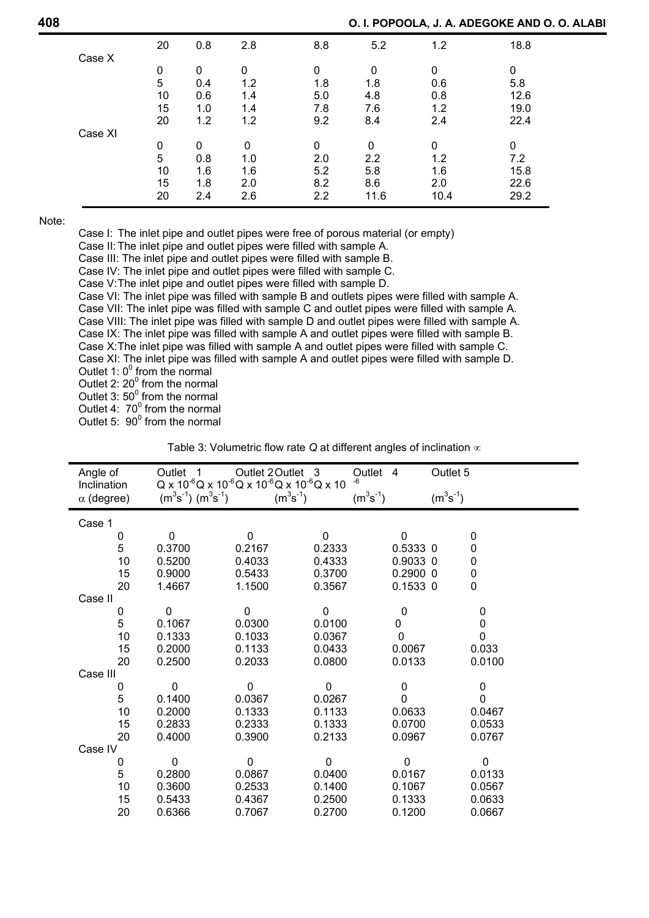| | | | | | | | |
|---|---|---|---|---|---|---|---|
| | 20 | 0.8 | 2.8 | 8.8 | 5.2 | 1.2 | 18.8 |
| Case X | | | | | | | |
| | 0 | 0 | 0 | 0 | 0 | 0 | 0 |
| | 5 | 0.4 | 1.2 | 1.8 | 1.8 | 0.6 | 5.8 |
| | 10 | 0.6 | 1.4 | 5.0 | 4.8 | 0.8 | 12.6 |
| | 15 | 1.0 | 1.4 | 7.8 | 7.6 | 1.2 | 19.0 |
| | 20 | 1.2 | 1.2 | 9.2 | 8.4 | 2.4 | 22.4 |
| Case XI | | | | | | | |
| | 0 | 0 | 0 | 0 | 0 | 0 | 0 |
| | 5 | 0.8 | 1.0 | 2.0 | 2.2 | 1.2 | 7.2 |
| | 10 | 1.6 | 1.6 | 5.2 | 5.8 | 1.6 | 15.8 |
| | 15 | 1.8 | 2.0 | 8.2 | 8.6 | 2.0 | 22.6 |
| | 20 | 2.4 | 2.6 | 2.2 | 11.6 | 10.4 | 29.2 |

Note:

Case I: The inlet pipe and outlet pipes were free of porous material (or empty)
Case II: The inlet pipe and outlet pipes were filled with sample A.
Case III: The inlet pipe and outlet pipes were filled with sample B.
Case IV: The inlet pipe and outlet pipes were filled with sample C.
Case V: The inlet pipe and outlet pipes were filled with sample D.
Case VI: The inlet pipe was filled with sample B and outlets pipes were filled with sample A.
Case VII: The inlet pipe was filled with sample C and outlet pipes were filled with sample A.
Case VIII: The inlet pipe was filled with sample D and outlet pipes were filled with sample A.
Case IX: The inlet pipe was filled with sample A and outlet pipes were filled with sample B.
Case X: The inlet pipe was filled with sample A and outlet pipes were filled with sample C.
Case XI: The inlet pipe was filled with sample A and outlet pipes were filled with sample D.
Outlet 1: $0^0$ from the normal
Outlet 2: $20^0$ from the normal
Outlet 3: $50^0$ from the normal
Outlet 4: $70^0$ from the normal
Outlet 5: $90^0$ from the normal

Table 3: Volumetric flow rate $Q$ at different angles of inclination $\propto$

| Angle of Inclination $\alpha$ (degree) | Outlet 1 $Q \times 10^{-6}$ ($m^3s^{-1}$) | Outlet 2 $Q \times 10^{-6}$ ($m^3s^{-1}$) | Outlet 3 $Q \times 10^{-6}$ ($m^3s^{-1}$) | Outlet 4 $Q \times 10^{-6}$ ($m^3s^{-1}$) | Outlet 5 $Q \times 10^{-6}$ ($m^3s^{-1}$) |
|---|---|---|---|---|---|
| Case 1 | | | | | |
| 0 | 0 | 0 | 0 | 0 | 0 |
| 5 | 0.3700 | 0.2167 | 0.2333 | 0.5333 0 | 0 |
| 10 | 0.5200 | 0.4033 | 0.4333 | 0.9033 0 | 0 |
| 15 | 0.9000 | 0.5433 | 0.3700 | 0.2900 0 | 0 |
| 20 | 1.4667 | 1.1500 | 0.3567 | 0.1533 0 | 0 |
| Case II | | | | | |
| 0 | 0 | 0 | 0 | 0 | 0 |
| 5 | 0.1067 | 0.0300 | 0.0100 | 0 | 0 |
| 10 | 0.1333 | 0.1033 | 0.0367 | 0 | 0 |
| 15 | 0.2000 | 0.1133 | 0.0433 | 0.0067 | 0.033 |
| 20 | 0.2500 | 0.2033 | 0.0800 | 0.0133 | 0.0100 |
| Case III | | | | | |
| 0 | 0 | 0 | 0 | 0 | 0 |
| 5 | 0.1400 | 0.0367 | 0.0267 | 0 | 0 |
| 10 | 0.2000 | 0.1333 | 0.1133 | 0.0633 | 0.0467 |
| 15 | 0.2833 | 0.2333 | 0.1333 | 0.0700 | 0.0533 |
| 20 | 0.4000 | 0.3900 | 0.2133 | 0.0967 | 0.0767 |
| Case IV | | | | | |
| 0 | 0 | 0 | 0 | 0 | 0 |
| 5 | 0.2800 | 0.0867 | 0.0400 | 0.0167 | 0.0133 |
| 10 | 0.3600 | 0.2533 | 0.1400 | 0.1067 | 0.0567 |
| 15 | 0.5433 | 0.4367 | 0.2500 | 0.1333 | 0.0633 |
| 20 | 0.6366 | 0.7067 | 0.2700 | 0.1200 | 0.0667 |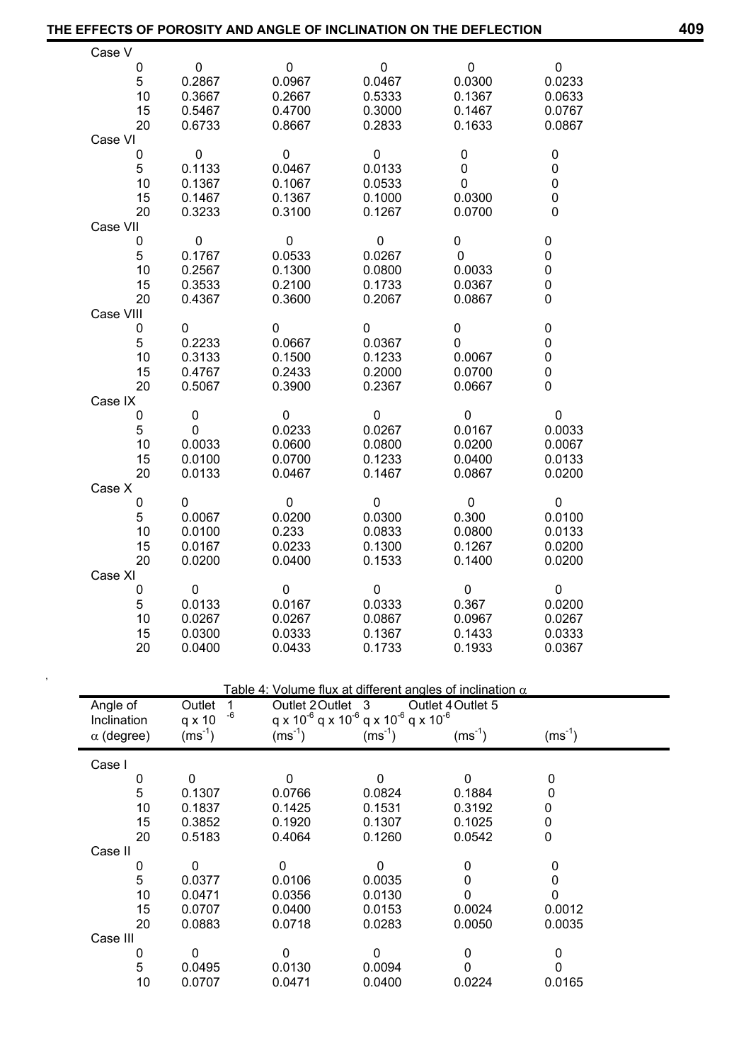| | | | | | |
|---|---|---|---|---|---|
| Case V | | | | | |
| 0 | 0 | 0 | 0 | 0 | 0 |
| 5 | 0.2867 | 0.0967 | 0.0467 | 0.0300 | 0.0233 |
| 10 | 0.3667 | 0.2667 | 0.5333 | 0.1367 | 0.0633 |
| 15 | 0.5467 | 0.4700 | 0.3000 | 0.1467 | 0.0767 |
| 20 | 0.6733 | 0.8667 | 0.2833 | 0.1633 | 0.0867 |
| Case VI | | | | | |
| 0 | 0 | 0 | 0 | 0 | 0 |
| 5 | 0.1133 | 0.0467 | 0.0133 | 0 | 0 |
| 10 | 0.1367 | 0.1067 | 0.0533 | 0 | 0 |
| 15 | 0.1467 | 0.1367 | 0.1000 | 0.0300 | 0 |
| 20 | 0.3233 | 0.3100 | 0.1267 | 0.0700 | 0 |
| Case VII | | | | | |
| 0 | 0 | 0 | 0 | 0 | 0 |
| 5 | 0.1767 | 0.0533 | 0.0267 | 0 | 0 |
| 10 | 0.2567 | 0.1300 | 0.0800 | 0.0033 | 0 |
| 15 | 0.3533 | 0.2100 | 0.1733 | 0.0367 | 0 |
| 20 | 0.4367 | 0.3600 | 0.2067 | 0.0867 | 0 |
| Case VIII | | | | | |
| 0 | 0 | 0 | 0 | 0 | 0 |
| 5 | 0.2233 | 0.0667 | 0.0367 | 0 | 0 |
| 10 | 0.3133 | 0.1500 | 0.1233 | 0.0067 | 0 |
| 15 | 0.4767 | 0.2433 | 0.2000 | 0.0700 | 0 |
| 20 | 0.5067 | 0.3900 | 0.2367 | 0.0667 | 0 |
| Case IX | | | | | |
| 0 | 0 | 0 | 0 | 0 | 0 |
| 5 | 0 | 0.0233 | 0.0267 | 0.0167 | 0.0033 |
| 10 | 0.0033 | 0.0600 | 0.0800 | 0.0200 | 0.0067 |
| 15 | 0.0100 | 0.0700 | 0.1233 | 0.0400 | 0.0133 |
| 20 | 0.0133 | 0.0467 | 0.1467 | 0.0867 | 0.0200 |
| Case X | | | | | |
| 0 | 0 | 0 | 0 | 0 | 0 |
| 5 | 0.0067 | 0.0200 | 0.0300 | 0.300 | 0.0100 |
| 10 | 0.0100 | 0.233 | 0.0833 | 0.0800 | 0.0133 |
| 15 | 0.0167 | 0.0233 | 0.1300 | 0.1267 | 0.0200 |
| 20 | 0.0200 | 0.0400 | 0.1533 | 0.1400 | 0.0200 |
| Case XI | | | | | |
| 0 | 0 | 0 | 0 | 0 | 0 |
| 5 | 0.0133 | 0.0167 | 0.0333 | 0.367 | 0.0200 |
| 10 | 0.0267 | 0.0267 | 0.0867 | 0.0967 | 0.0267 |
| 15 | 0.0300 | 0.0333 | 0.1367 | 0.1433 | 0.0333 |
| 20 | 0.0400 | 0.0433 | 0.1733 | 0.1933 | 0.0367 |

Table 4: Volume flux at different angles of inclination $\alpha$

| Angle of Inclination $\alpha$ (degree) | Outlet 1 $q \times 10^{-6}$ ($ms^{-1}$) | Outlet 2 $q \times 10^{-6}$ ($ms^{-1}$) | Outlet 3 $q \times 10^{-6}$ ($ms^{-1}$) | Outlet 4 $q \times 10^{-6}$ ($ms^{-1}$) | Outlet 5 ($ms^{-1}$) |
|---|---|---|---|---|---|
| Case I | | | | | |
| 0 | 0 | 0 | 0 | 0 | 0 |
| 5 | 0.1307 | 0.0766 | 0.0824 | 0.1884 | 0 |
| 10 | 0.1837 | 0.1425 | 0.1531 | 0.3192 | 0 |
| 15 | 0.3852 | 0.1920 | 0.1307 | 0.1025 | 0 |
| 20 | 0.5183 | 0.4064 | 0.1260 | 0.0542 | 0 |
| Case II | | | | | |
| 0 | 0 | 0 | 0 | 0 | 0 |
| 5 | 0.0377 | 0.0106 | 0.0035 | 0 | 0 |
| 10 | 0.0471 | 0.0356 | 0.0130 | 0 | 0 |
| 15 | 0.0707 | 0.0400 | 0.0153 | 0.0024 | 0.0012 |
| 20 | 0.0883 | 0.0718 | 0.0283 | 0.0050 | 0.0035 |
| Case III | | | | | |
| 0 | 0 | 0 | 0 | 0 | 0 |
| 5 | 0.0495 | 0.0130 | 0.0094 | 0 | 0 |
| 10 | 0.0707 | 0.0471 | 0.0400 | 0.0224 | 0.0165 |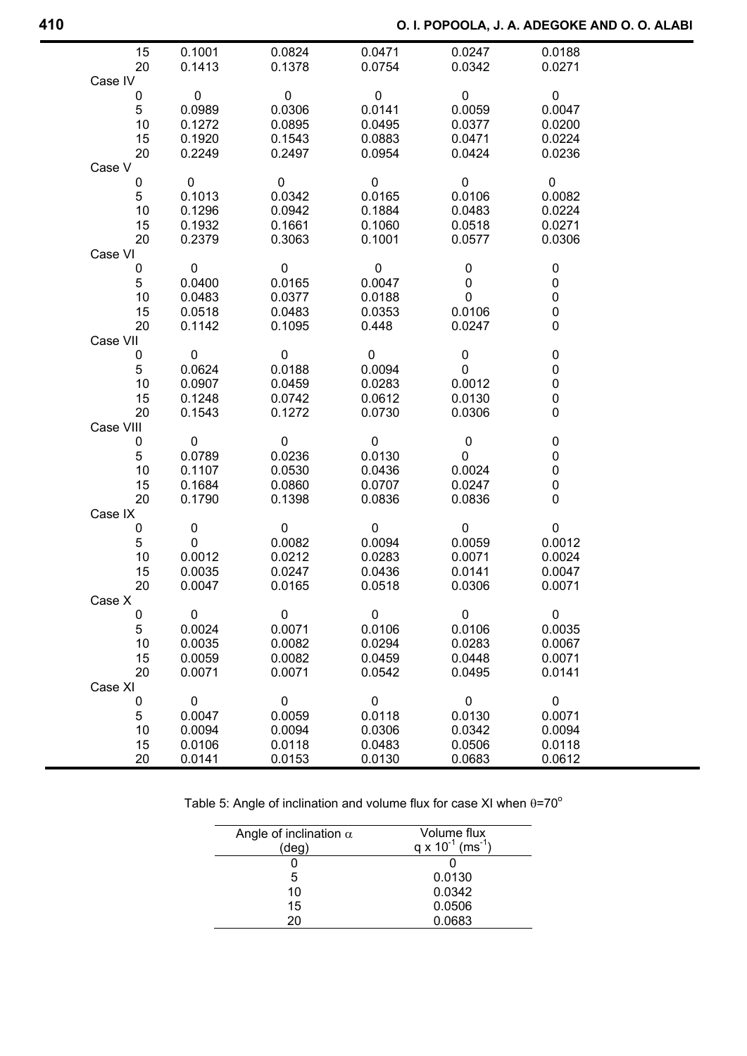| | | | | | |
|---|---|---|---|---|---|
| 15 | 0.1001 | 0.0824 | 0.0471 | 0.0247 | 0.0188 |
| 20 | 0.1413 | 0.1378 | 0.0754 | 0.0342 | 0.0271 |
| Case IV | | | | | |
| 0 | 0 | 0 | 0 | 0 | 0 |
| 5 | 0.0989 | 0.0306 | 0.0141 | 0.0059 | 0.0047 |
| 10 | 0.1272 | 0.0895 | 0.0495 | 0.0377 | 0.0200 |
| 15 | 0.1920 | 0.1543 | 0.0883 | 0.0471 | 0.0224 |
| 20 | 0.2249 | 0.2497 | 0.0954 | 0.0424 | 0.0236 |
| Case V | | | | | |
| 0 | 0 | 0 | 0 | 0 | 0 |
| 5 | 0.1013 | 0.0342 | 0.0165 | 0.0106 | 0.0082 |
| 10 | 0.1296 | 0.0942 | 0.1884 | 0.0483 | 0.0224 |
| 15 | 0.1932 | 0.1661 | 0.1060 | 0.0518 | 0.0271 |
| 20 | 0.2379 | 0.3063 | 0.1001 | 0.0577 | 0.0306 |
| Case VI | | | | | |
| 0 | 0 | 0 | 0 | 0 | 0 |
| 5 | 0.0400 | 0.0165 | 0.0047 | 0 | 0 |
| 10 | 0.0483 | 0.0377 | 0.0188 | 0 | 0 |
| 15 | 0.0518 | 0.0483 | 0.0353 | 0.0106 | 0 |
| 20 | 0.1142 | 0.1095 | 0.448 | 0.0247 | 0 |
| Case VII | | | | | |
| 0 | 0 | 0 | 0 | 0 | 0 |
| 5 | 0.0624 | 0.0188 | 0.0094 | 0 | 0 |
| 10 | 0.0907 | 0.0459 | 0.0283 | 0.0012 | 0 |
| 15 | 0.1248 | 0.0742 | 0.0612 | 0.0130 | 0 |
| 20 | 0.1543 | 0.1272 | 0.0730 | 0.0306 | 0 |
| Case VIII | | | | | |
| 0 | 0 | 0 | 0 | 0 | 0 |
| 5 | 0.0789 | 0.0236 | 0.0130 | 0 | 0 |
| 10 | 0.1107 | 0.0530 | 0.0436 | 0.0024 | 0 |
| 15 | 0.1684 | 0.0860 | 0.0707 | 0.0247 | 0 |
| 20 | 0.1790 | 0.1398 | 0.0836 | 0.0836 | 0 |
| Case IX | | | | | |
| 0 | 0 | 0 | 0 | 0 | 0 |
| 5 | 0 | 0.0082 | 0.0094 | 0.0059 | 0.0012 |
| 10 | 0.0012 | 0.0212 | 0.0283 | 0.0071 | 0.0024 |
| 15 | 0.0035 | 0.0247 | 0.0436 | 0.0141 | 0.0047 |
| 20 | 0.0047 | 0.0165 | 0.0518 | 0.0306 | 0.0071 |
| Case X | | | | | |
| 0 | 0 | 0 | 0 | 0 | 0 |
| 5 | 0.0024 | 0.0071 | 0.0106 | 0.0106 | 0.0035 |
| 10 | 0.0035 | 0.0082 | 0.0294 | 0.0283 | 0.0067 |
| 15 | 0.0059 | 0.0082 | 0.0459 | 0.0448 | 0.0071 |
| 20 | 0.0071 | 0.0071 | 0.0542 | 0.0495 | 0.0141 |
| Case XI | | | | | |
| 0 | 0 | 0 | 0 | 0 | 0 |
| 5 | 0.0047 | 0.0059 | 0.0118 | 0.0130 | 0.0071 |
| 10 | 0.0094 | 0.0094 | 0.0306 | 0.0342 | 0.0094 |
| 15 | 0.0106 | 0.0118 | 0.0483 | 0.0506 | 0.0118 |
| 20 | 0.0141 | 0.0153 | 0.0130 | 0.0683 | 0.0612 |

Table 5: Angle of inclination and volume flux for case XI when $\theta=70^{o}$

| Angle of inclination $\alpha$ (deg) | Volume flux $q \times 10^{-1}$ ($ms^{-1}$) |
|---|---|
| 0 | 0 |
| 5 | 0.0130 |
| 10 | 0.0342 |
| 15 | 0.0506 |
| 20 | 0.0683 |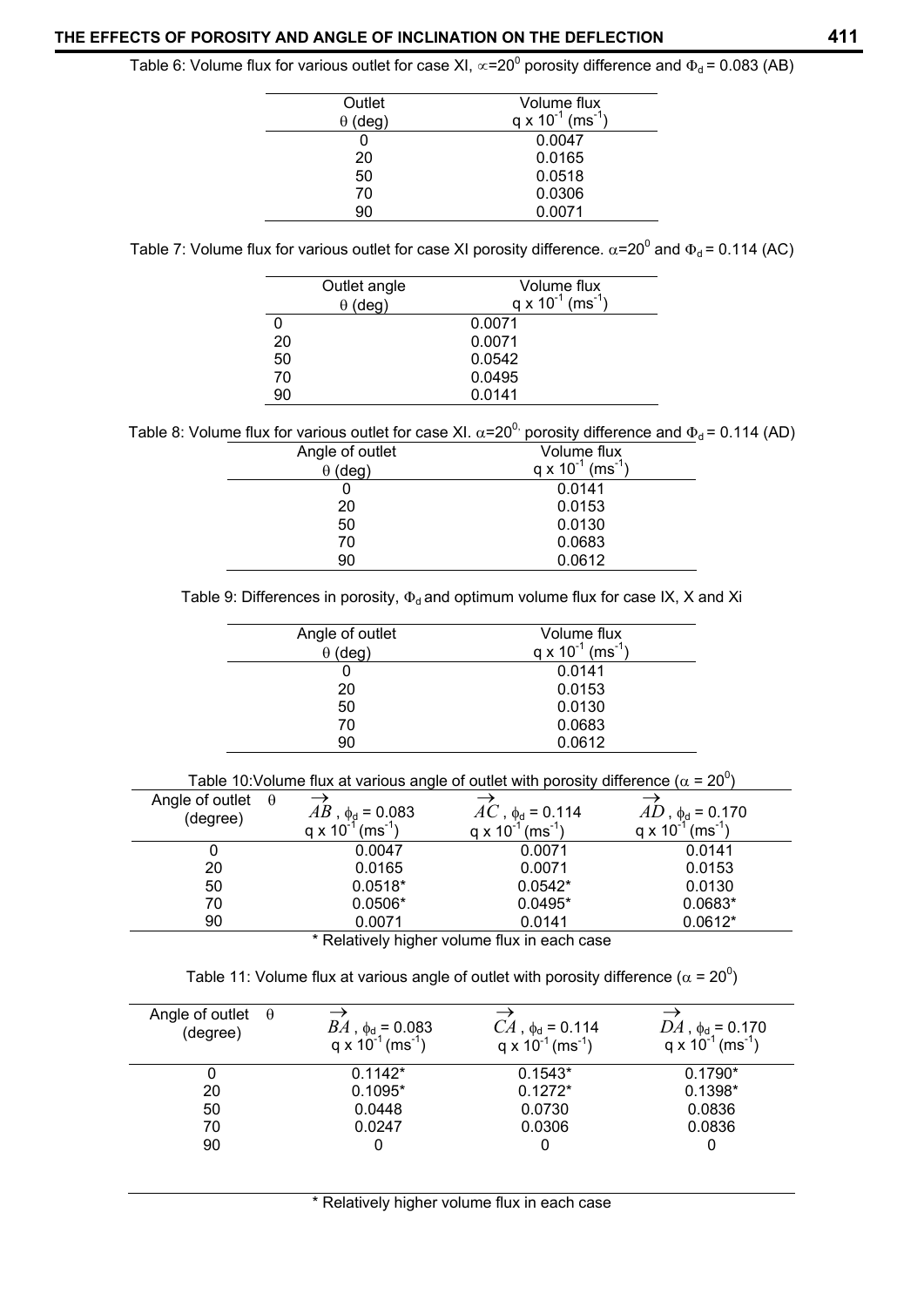Table 6: Volume flux for various outlet for case XI, $\propto$=20$^0$ porosity difference and $\Phi_d$ = 0.083 (AB)

| Outlet $\theta$ (deg) | Volume flux $q \times 10^{-1}$ ($ms^{-1}$) |
|---|---|
| 0 | 0.0047 |
| 20 | 0.0165 |
| 50 | 0.0518 |
| 70 | 0.0306 |
| 90 | 0.0071 |

Table 7: Volume flux for various outlet for case XI porosity difference. $\alpha$=20$^0$ and $\Phi_d$ = 0.114 (AC)

| Outlet angle $\theta$ (deg) | Volume flux $q \times 10^{-1}$ ($ms^{-1}$) |
|---|---|
| 0 | 0.0071 |
| 20 | 0.0071 |
| 50 | 0.0542 |
| 70 | 0.0495 |
| 90 | 0.0141 |

Table 8: Volume flux for various outlet for case XI. $\alpha$=20$^{0,}$ porosity difference and $\Phi_d$ = 0.114 (AD)

| Angle of outlet $\theta$ (deg) | Volume flux $q \times 10^{-1}$ ($ms^{-1}$) |
|---|---|
| 0 | 0.0141 |
| 20 | 0.0153 |
| 50 | 0.0130 |
| 70 | 0.0683 |
| 90 | 0.0612 |

Table 9: Differences in porosity, $\Phi_d$ and optimum volume flux for case IX, X and Xi

| Angle of outlet $\theta$ (deg) | Volume flux $q \times 10^{-1}$ ($ms^{-1}$) |
|---|---|
| 0 | 0.0141 |
| 20 | 0.0153 |
| 50 | 0.0130 |
| 70 | 0.0683 |
| 90 | 0.0612 |

Table 10:Volume flux at various angle of outlet with porosity difference ($\alpha$ = 20$^0$)

| Angle of outlet $\theta$ (degree) | $\overrightarrow{AB}$, $\phi_d$ = 0.083 $q \times 10^{-1}$ ($ms^{-1}$) | $\overrightarrow{AC}$, $\phi_d$ = 0.114 $q \times 10^{-1}$ ($ms^{-1}$) | $\overrightarrow{AD}$, $\phi_d$ = 0.170 $q \times 10^{-1}$ ($ms^{-1}$) |
|---|---|---|---|
| 0 | 0.0047 | 0.0071 | 0.0141 |
| 20 | 0.0165 | 0.0071 | 0.0153 |
| 50 | 0.0518* | 0.0542* | 0.0130 |
| 70 | 0.0506* | 0.0495* | 0.0683* |
| 90 | 0.0071 | 0.0141 | 0.0612* |

\* Relatively higher volume flux in each case

Table 11: Volume flux at various angle of outlet with porosity difference ($\alpha$ = 20$^0$)

| Angle of outlet $\theta$ (degree) | $\overrightarrow{BA}$, $\phi_d$ = 0.083 $q \times 10^{-1}$ ($ms^{-1}$) | $\overrightarrow{CA}$, $\phi_d$ = 0.114 $q \times 10^{-1}$ ($ms^{-1}$) | $\overrightarrow{DA}$, $\phi_d$ = 0.170 $q \times 10^{-1}$ ($ms^{-1}$) |
|---|---|---|---|
| 0 | 0.1142* | 0.1543* | 0.1790* |
| 20 | 0.1095* | 0.1272* | 0.1398* |
| 50 | 0.0448 | 0.0730 | 0.0836 |
| 70 | 0.0247 | 0.0306 | 0.0836 |
| 90 | 0 | 0 | 0 |

\* Relatively higher volume flux in each case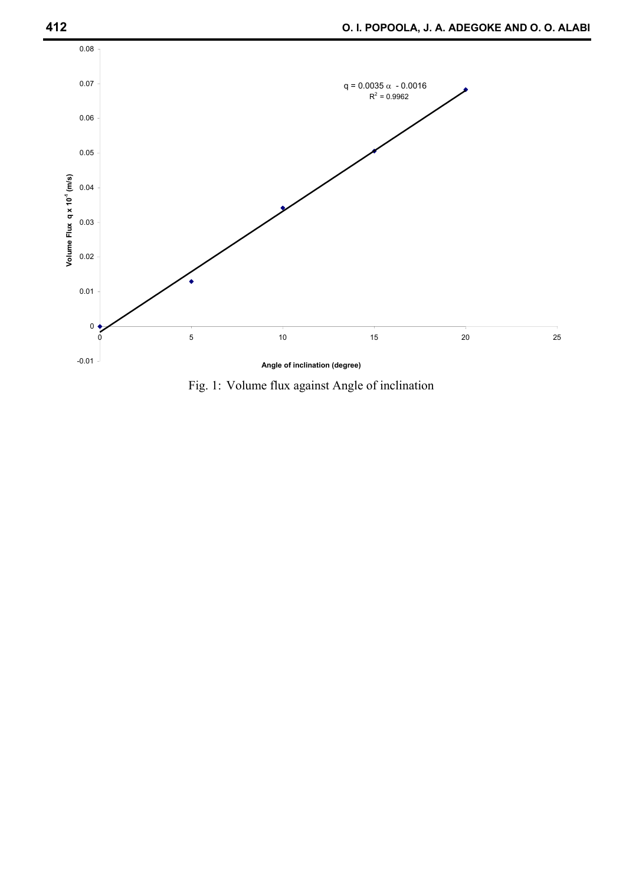Fig. 1: Volume flux against Angle of inclination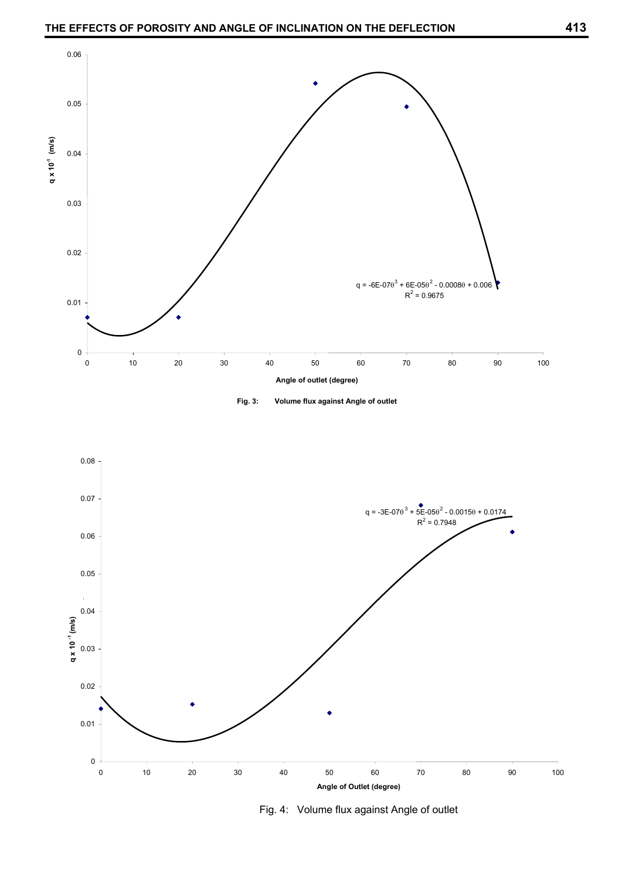Fig. 3: Volume flux against Angle of outlet

Fig. 4: Volume flux against Angle of outlet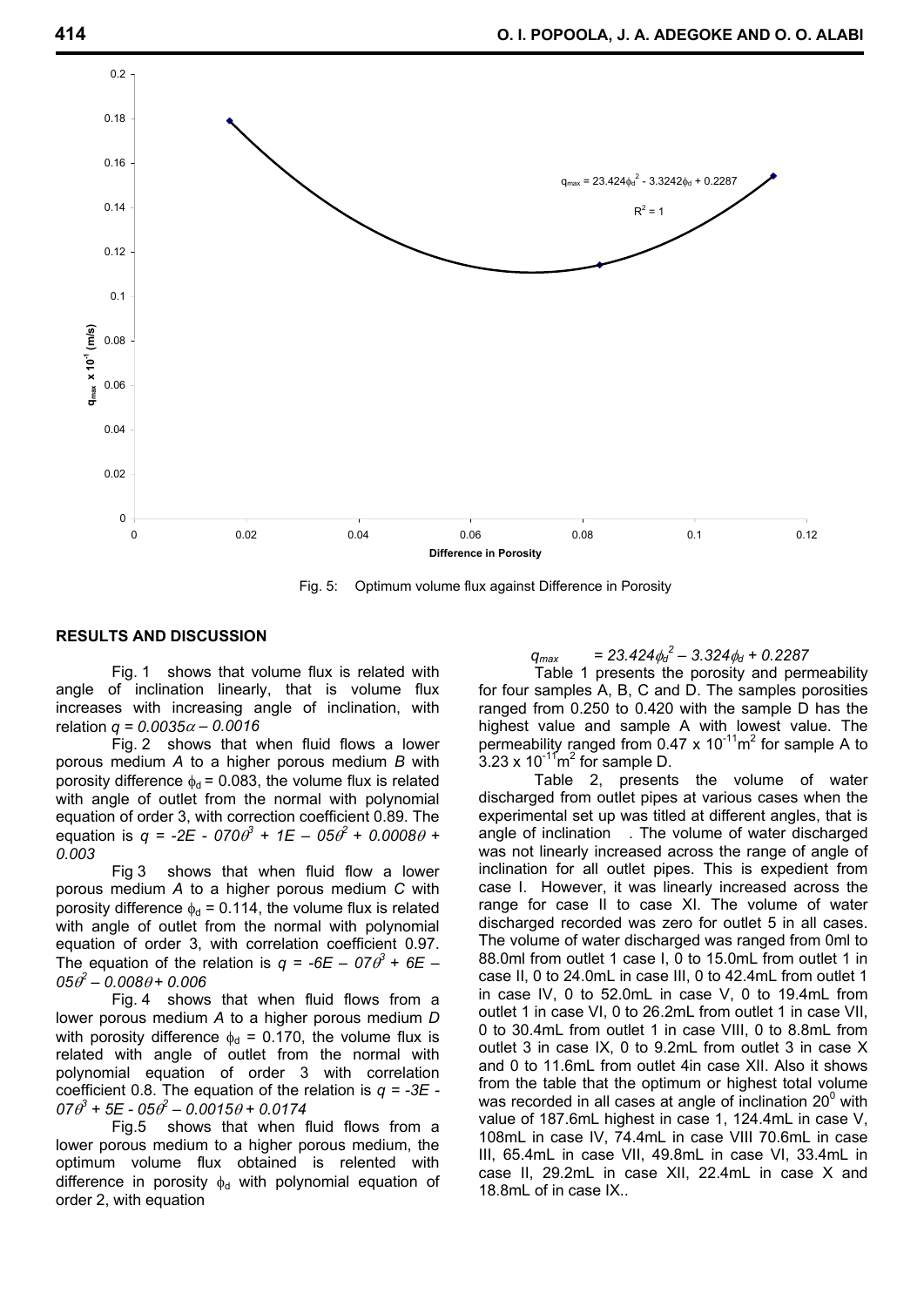Fig. 5: Optimum volume flux against Difference in Porosity

## RESULTS AND DISCUSSION

Fig. 1 shows that volume flux is related with angle of inclination linearly, that is volume flux increases with increasing angle of inclination, with relation $q = 0.0035\alpha - 0.0016$

Fig. 2 shows that when fluid flows a lower porous medium *A* to a higher porous medium *B* with porosity difference $\phi_d = 0.083$, the volume flux is related with angle of outlet from the normal with polynomial equation of order 3, with correction coefficient 0.89. The equation is $q = -2E - 07\theta^3 + 1E - 05\theta^2 + 0.0008\theta + 0.003$

Fig 3 shows that when fluid flow a lower porous medium *A* to a higher porous medium *C* with porosity difference $\phi_d = 0.114$, the volume flux is related with angle of outlet from the normal with polynomial equation of order 3, with correlation coefficient 0.97. The equation of the relation is $q = -6E - 07\theta^3 + 6E - 05\theta^2 - 0.008\theta + 0.006$

Fig. 4 shows that when fluid flows from a lower porous medium *A* to a higher porous medium *D* with porosity difference $\phi_d = 0.170$, the volume flux is related with angle of outlet from the normal with polynomial equation of order 3 with correlation coefficient 0.8. The equation of the relation is $q = -3E - 07\theta^3 + 5E - 05\theta^2 - 0.0015\theta + 0.0174$

Fig.5 shows that when fluid flows from a lower porous medium to a higher porous medium, the optimum volume flux obtained is relented with difference in porosity $\phi_d$ with polynomial equation of order 2, with equation

$$q_{max} = 23.424\phi_d^2 - 3.324\phi_d + 0.2287$$

Table 1 presents the porosity and permeability for four samples A, B, C and D. The samples porosities ranged from 0.250 to 0.420 with the sample D has the highest value and sample A with lowest value. The permeability ranged from $0.47 \times 10^{-11}m^2$ for sample A to $3.23 \times 10^{-11}m^2$ for sample D.

Table 2, presents the volume of water discharged from outlet pipes at various cases when the experimental set up was titled at different angles, that is angle of inclination . The volume of water discharged was not linearly increased across the range of angle of inclination for all outlet pipes. This is expedient from case I. However, it was linearly increased across the range for case II to case XI. The volume of water discharged recorded was zero for outlet 5 in all cases. The volume of water discharged was ranged from 0ml to 88.0ml from outlet 1 case I, 0 to 15.0mL from outlet 1 in case II, 0 to 24.0mL in case III, 0 to 42.4mL from outlet 1 in case IV, 0 to 52.0mL in case V, 0 to 19.4mL from outlet 1 in case VI, 0 to 26.2mL from outlet 1 in case VII, 0 to 30.4mL from outlet 1 in case VIII, 0 to 8.8mL from outlet 3 in case IX, 0 to 9.2mL from outlet 3 in case X and 0 to 11.6mL from outlet 4in case XII. Also it shows from the table that the optimum or highest total volume was recorded in all cases at angle of inclination $20^0$ with value of 187.6mL highest in case 1, 124.4mL in case V, 108mL in case IV, 74.4mL in case VIII 70.6mL in case III, 65.4mL in case VII, 49.8mL in case VI, 33.4mL in case II, 29.2mL in case XII, 22.4mL in case X and 18.8mL of in case IX..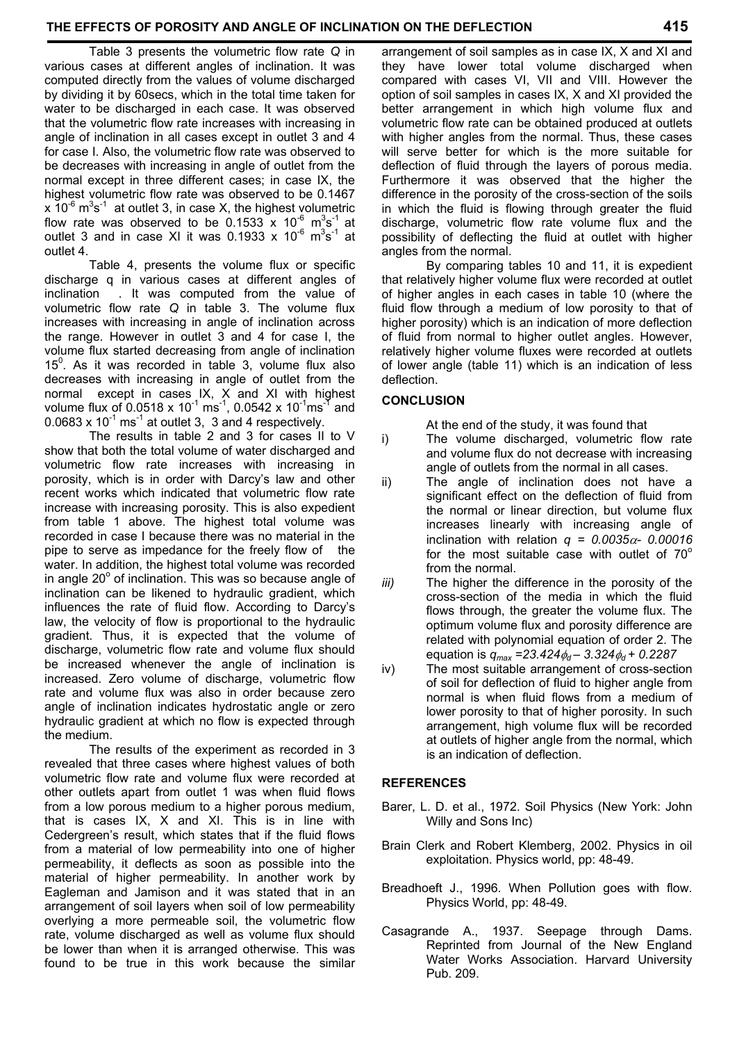Table 3 presents the volumetric flow rate $Q$ in various cases at different angles of inclination. It was computed directly from the values of volume discharged by dividing it by 60secs, which in the total time taken for water to be discharged in each case. It was observed that the volumetric flow rate increases with increasing in angle of inclination in all cases except in outlet 3 and 4 for case I. Also, the volumetric flow rate was observed to be decreases with increasing in angle of outlet from the normal except in three different cases; in case IX, the highest volumetric flow rate was observed to be 0.1467 x $10^{-6}$ $m^3s^{-1}$ at outlet 3, in case X, the highest volumetric flow rate was observed to be 0.1533 x $10^{-6}$ $m^3s^{-1}$ at outlet 3 and in case XI it was 0.1933 x $10^{-6}$ $m^3s^{-1}$ at outlet 4.

Table 4, presents the volume flux or specific discharge q in various cases at different angles of inclination . It was computed from the value of volumetric flow rate $Q$ in table 3. The volume flux increases with increasing in angle of inclination across the range. However in outlet 3 and 4 for case I, the volume flux started decreasing from angle of inclination $15^0$. As it was recorded in table 3, volume flux also decreases with increasing in angle of outlet from the normal except in cases IX, X and XI with highest volume flux of 0.0518 x $10^{-1}$ $ms^{-1}$, 0.0542 x $10^{-1}ms^{-1}$ and 0.0683 x $10^{-1}$ $ms^{-1}$ at outlet 3, 3 and 4 respectively.

The results in table 2 and 3 for cases II to V show that both the total volume of water discharged and volumetric flow rate increases with increasing in porosity, which is in order with Darcy's law and other recent works which indicated that volumetric flow rate increase with increasing porosity. This is also expedient from table 1 above. The highest total volume was recorded in case I because there was no material in the pipe to serve as impedance for the freely flow of the water. In addition, the highest total volume was recorded in angle $20^o$ of inclination. This was so because angle of inclination can be likened to hydraulic gradient, which influences the rate of fluid flow. According to Darcy's law, the velocity of flow is proportional to the hydraulic gradient. Thus, it is expected that the volume of discharge, volumetric flow rate and volume flux should be increased whenever the angle of inclination is increased. Zero volume of discharge, volumetric flow rate and volume flux was also in order because zero angle of inclination indicates hydrostatic angle or zero hydraulic gradient at which no flow is expected through the medium.

The results of the experiment as recorded in 3 revealed that three cases where highest values of both volumetric flow rate and volume flux were recorded at other outlets apart from outlet 1 was when fluid flows from a low porous medium to a higher porous medium, that is cases IX, X and XI. This is in line with Cedergreen's result, which states that if the fluid flows from a material of low permeability into one of higher permeability, it deflects as soon as possible into the material of higher permeability. In another work by Eagleman and Jamison and it was stated that in an arrangement of soil layers when soil of low permeability overlying a more permeable soil, the volumetric flow rate, volume discharged as well as volume flux should be lower than when it is arranged otherwise. This was found to be true in this work because the similar arrangement of soil samples as in case IX, X and XI and they have lower total volume discharged when compared with cases VI, VII and VIII. However the option of soil samples in cases IX, X and XI provided the better arrangement in which high volume flux and volumetric flow rate can be obtained produced at outlets with higher angles from the normal. Thus, these cases will serve better for which is the more suitable for deflection of fluid through the layers of porous media. Furthermore it was observed that the higher the difference in the porosity of the cross-section of the soils in which the fluid is flowing through greater the fluid discharge, volumetric flow rate volume flux and the possibility of deflecting the fluid at outlet with higher angles from the normal.

By comparing tables 10 and 11, it is expedient that relatively higher volume flux were recorded at outlet of higher angles in each cases in table 10 (where the fluid flow through a medium of low porosity to that of higher porosity) which is an indication of more deflection of fluid from normal to higher outlet angles. However, relatively higher volume fluxes were recorded at outlets of lower angle (table 11) which is an indication of less deflection.

## CONCLUSION

At the end of the study, it was found that

i) The volume discharged, volumetric flow rate and volume flux do not decrease with increasing angle of outlets from the normal in all cases.
ii) The angle of inclination does not have a significant effect on the deflection of fluid from the normal or linear direction, but volume flux increases linearly with increasing angle of inclination with relation $q = 0.0035\alpha - 0.00016$ for the most suitable case with outlet of $70^o$ from the normal.
iii) The higher the difference in the porosity of the cross-section of the media in which the fluid flows through, the greater the volume flux. The optimum volume flux and porosity difference are related with polynomial equation of order 2. The equation is $q_{max} = 23.424\phi_d - 3.324\phi_d + 0.2287$
iv) The most suitable arrangement of cross-section of soil for deflection of fluid to higher angle from normal is when fluid flows from a medium of lower porosity to that of higher porosity. In such arrangement, high volume flux will be recorded at outlets of higher angle from the normal, which is an indication of deflection.

## REFERENCES

Barer, L. D. et al., 1972. Soil Physics (New York: John Willy and Sons Inc)

Brain Clerk and Robert Klemberg, 2002. Physics in oil exploitation. Physics world, pp: 48-49.

Breadhoeft J., 1996. When Pollution goes with flow. Physics World, pp: 48-49.

Casagrande A., 1937. Seepage through Dams. Reprinted from Journal of the New England Water Works Association. Harvard University Pub. 209.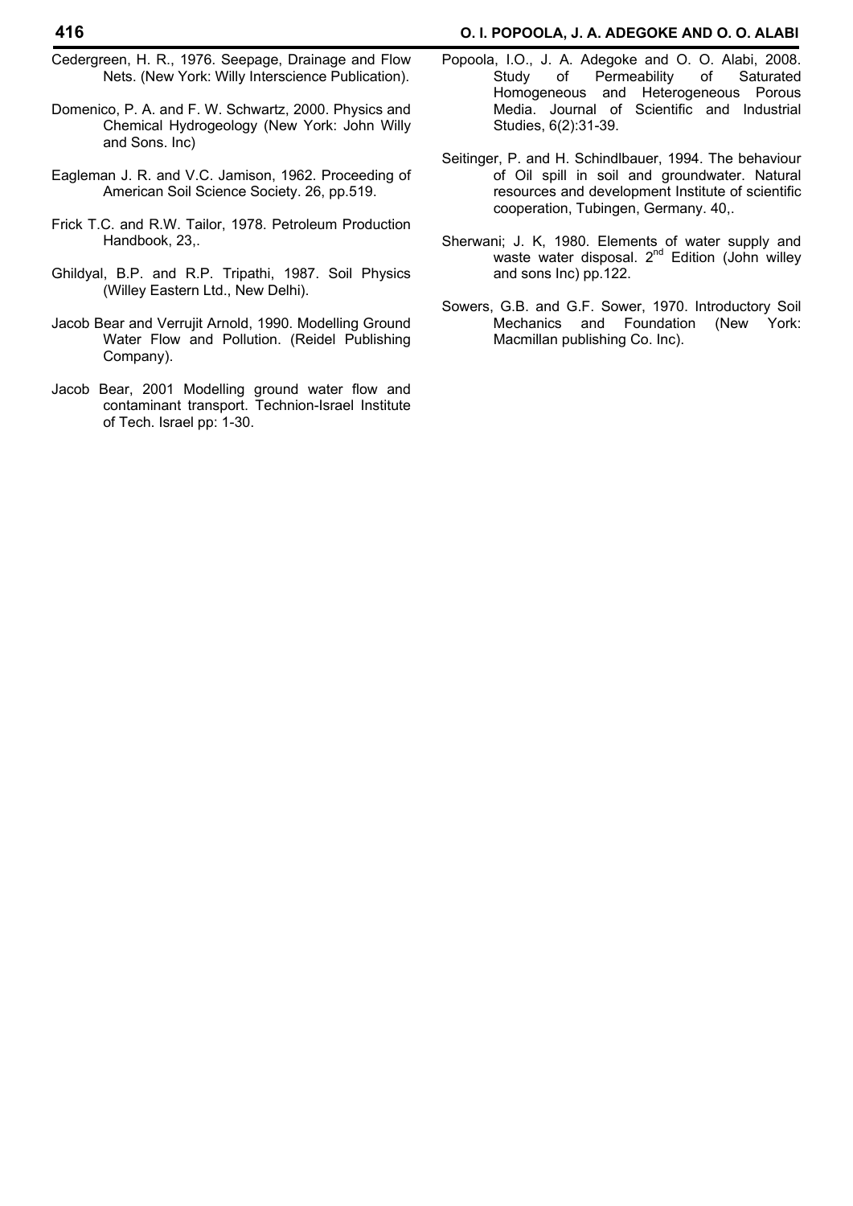Cedergreen, H. R., 1976. Seepage, Drainage and Flow Nets. (New York: Willy Interscience Publication).

Domenico, P. A. and F. W. Schwartz, 2000. Physics and Chemical Hydrogeology (New York: John Willy and Sons. Inc)

Eagleman J. R. and V.C. Jamison, 1962. Proceeding of American Soil Science Society. 26, pp.519.

Frick T.C. and R.W. Tailor, 1978. Petroleum Production Handbook, 23,.

Ghildyal, B.P. and R.P. Tripathi, 1987. Soil Physics (Willey Eastern Ltd., New Delhi).

Jacob Bear and Verrujit Arnold, 1990. Modelling Ground Water Flow and Pollution. (Reidel Publishing Company).

Jacob Bear, 2001 Modelling ground water flow and contaminant transport. Technion-Israel Institute of Tech. Israel pp: 1-30.

Popoola, I.O., J. A. Adegoke and O. O. Alabi, 2008. Study of Permeability of Saturated Homogeneous and Heterogeneous Porous Media. Journal of Scientific and Industrial Studies, 6(2):31-39.

Seitinger, P. and H. Schindlbauer, 1994. The behaviour of Oil spill in soil and groundwater. Natural resources and development Institute of scientific cooperation, Tubingen, Germany. 40,.

Sherwani; J. K, 1980. Elements of water supply and waste water disposal. 2nd Edition (John willey and sons Inc) pp.122.

Sowers, G.B. and G.F. Sower, 1970. Introductory Soil Mechanics and Foundation (New York: Macmillan publishing Co. Inc).